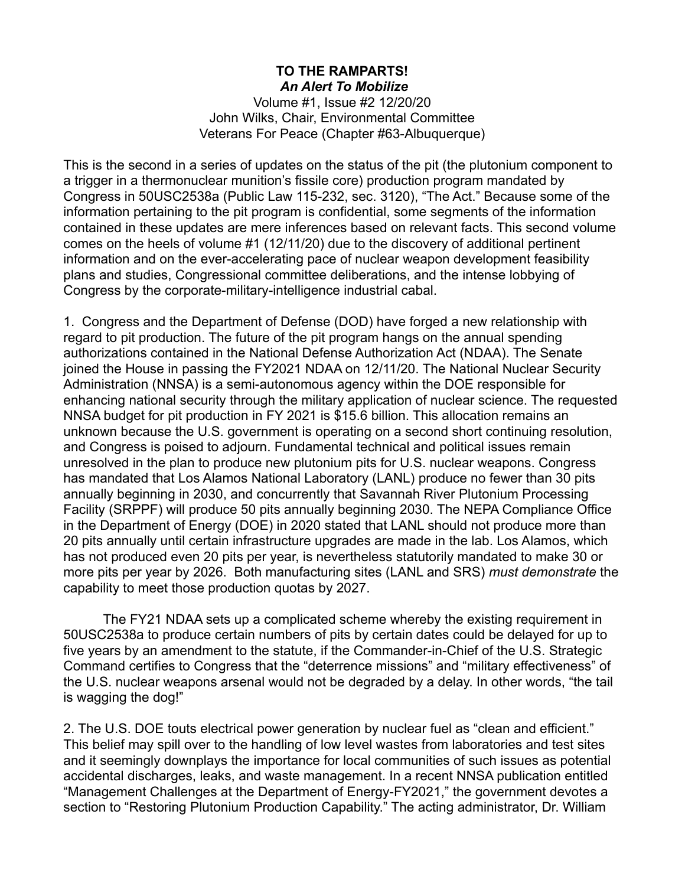**TO THE RAMPARTS!**

***An Alert To Mobilize***

Volume #1, Issue #2 12/20/20

John Wilks, Chair, Environmental Committee

Veterans For Peace (Chapter #63-Albuquerque)

This is the second in a series of updates on the status of the pit (the plutonium component to a trigger in a thermonuclear munition's fissile core) production program mandated by Congress in 50USC2538a (Public Law 115-232, sec. 3120), "The Act." Because some of the information pertaining to the pit program is confidential, some segments of the information contained in these updates are mere inferences based on relevant facts. This second volume comes on the heels of volume #1 (12/11/20) due to the discovery of additional pertinent information and on the ever-accelerating pace of nuclear weapon development feasibility plans and studies, Congressional committee deliberations, and the intense lobbying of Congress by the corporate-military-intelligence industrial cabal.

1. Congress and the Department of Defense (DOD) have forged a new relationship with regard to pit production. The future of the pit program hangs on the annual spending authorizations contained in the National Defense Authorization Act (NDAA). The Senate joined the House in passing the FY2021 NDAA on 12/11/20. The National Nuclear Security Administration (NNSA) is a semi-autonomous agency within the DOE responsible for enhancing national security through the military application of nuclear science. The requested NNSA budget for pit production in FY 2021 is $15.6 billion. This allocation remains an unknown because the U.S. government is operating on a second short continuing resolution, and Congress is poised to adjourn. Fundamental technical and political issues remain unresolved in the plan to produce new plutonium pits for U.S. nuclear weapons. Congress has mandated that Los Alamos National Laboratory (LANL) produce no fewer than 30 pits annually beginning in 2030, and concurrently that Savannah River Plutonium Processing Facility (SRPPF) will produce 50 pits annually beginning 2030. The NEPA Compliance Office in the Department of Energy (DOE) in 2020 stated that LANL should not produce more than 20 pits annually until certain infrastructure upgrades are made in the lab. Los Alamos, which has not produced even 20 pits per year, is nevertheless statutorily mandated to make 30 or more pits per year by 2026. Both manufacturing sites (LANL and SRS) *must demonstrate* the capability to meet those production quotas by 2027.

The FY21 NDAA sets up a complicated scheme whereby the existing requirement in 50USC2538a to produce certain numbers of pits by certain dates could be delayed for up to five years by an amendment to the statute, if the Commander-in-Chief of the U.S. Strategic Command certifies to Congress that the "deterrence missions" and "military effectiveness" of the U.S. nuclear weapons arsenal would not be degraded by a delay. In other words, "the tail is wagging the dog!"

2. The U.S. DOE touts electrical power generation by nuclear fuel as "clean and efficient." This belief may spill over to the handling of low level wastes from laboratories and test sites and it seemingly downplays the importance for local communities of such issues as potential accidental discharges, leaks, and waste management. In a recent NNSA publication entitled "Management Challenges at the Department of Energy-FY2021," the government devotes a section to "Restoring Plutonium Production Capability." The acting administrator, Dr. William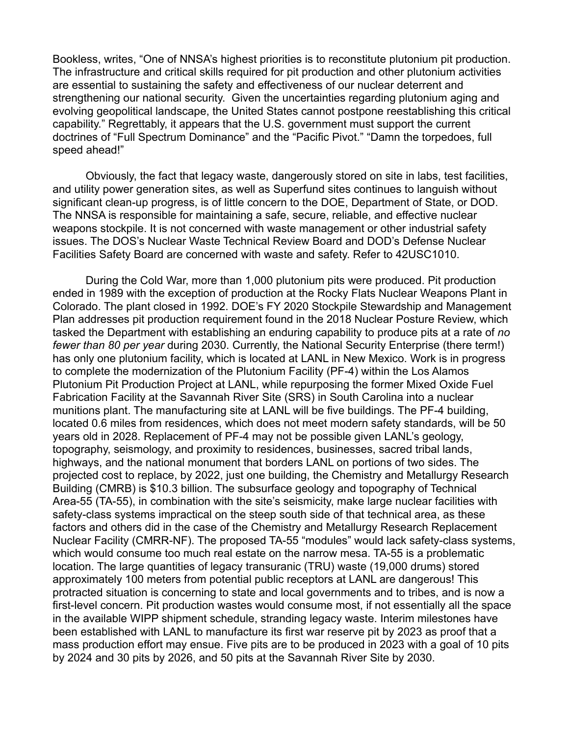Bookless, writes, "One of NNSA's highest priorities is to reconstitute plutonium pit production. The infrastructure and critical skills required for pit production and other plutonium activities are essential to sustaining the safety and effectiveness of our nuclear deterrent and strengthening our national security. Given the uncertainties regarding plutonium aging and evolving geopolitical landscape, the United States cannot postpone reestablishing this critical capability." Regrettably, it appears that the U.S. government must support the current doctrines of "Full Spectrum Dominance" and the "Pacific Pivot." "Damn the torpedoes, full speed ahead!"

Obviously, the fact that legacy waste, dangerously stored on site in labs, test facilities, and utility power generation sites, as well as Superfund sites continues to languish without significant clean-up progress, is of little concern to the DOE, Department of State, or DOD. The NNSA is responsible for maintaining a safe, secure, reliable, and effective nuclear weapons stockpile. It is not concerned with waste management or other industrial safety issues. The DOS's Nuclear Waste Technical Review Board and DOD's Defense Nuclear Facilities Safety Board are concerned with waste and safety. Refer to 42USC1010.

During the Cold War, more than 1,000 plutonium pits were produced. Pit production ended in 1989 with the exception of production at the Rocky Flats Nuclear Weapons Plant in Colorado. The plant closed in 1992. DOE's FY 2020 Stockpile Stewardship and Management Plan addresses pit production requirement found in the 2018 Nuclear Posture Review, which tasked the Department with establishing an enduring capability to produce pits at a rate of *no fewer than 80 per year* during 2030. Currently, the National Security Enterprise (there term!) has only one plutonium facility, which is located at LANL in New Mexico. Work is in progress to complete the modernization of the Plutonium Facility (PF-4) within the Los Alamos Plutonium Pit Production Project at LANL, while repurposing the former Mixed Oxide Fuel Fabrication Facility at the Savannah River Site (SRS) in South Carolina into a nuclear munitions plant. The manufacturing site at LANL will be five buildings. The PF-4 building, located 0.6 miles from residences, which does not meet modern safety standards, will be 50 years old in 2028. Replacement of PF-4 may not be possible given LANL's geology, topography, seismology, and proximity to residences, businesses, sacred tribal lands, highways, and the national monument that borders LANL on portions of two sides. The projected cost to replace, by 2022, just one building, the Chemistry and Metallurgy Research Building (CMRB) is $10.3 billion. The subsurface geology and topography of Technical Area-55 (TA-55), in combination with the site's seismicity, make large nuclear facilities with safety-class systems impractical on the steep south side of that technical area, as these factors and others did in the case of the Chemistry and Metallurgy Research Replacement Nuclear Facility (CMRR-NF). The proposed TA-55 "modules" would lack safety-class systems, which would consume too much real estate on the narrow mesa. TA-55 is a problematic location. The large quantities of legacy transuranic (TRU) waste (19,000 drums) stored approximately 100 meters from potential public receptors at LANL are dangerous! This protracted situation is concerning to state and local governments and to tribes, and is now a first-level concern. Pit production wastes would consume most, if not essentially all the space in the available WIPP shipment schedule, stranding legacy waste. Interim milestones have been established with LANL to manufacture its first war reserve pit by 2023 as proof that a mass production effort may ensue. Five pits are to be produced in 2023 with a goal of 10 pits by 2024 and 30 pits by 2026, and 50 pits at the Savannah River Site by 2030.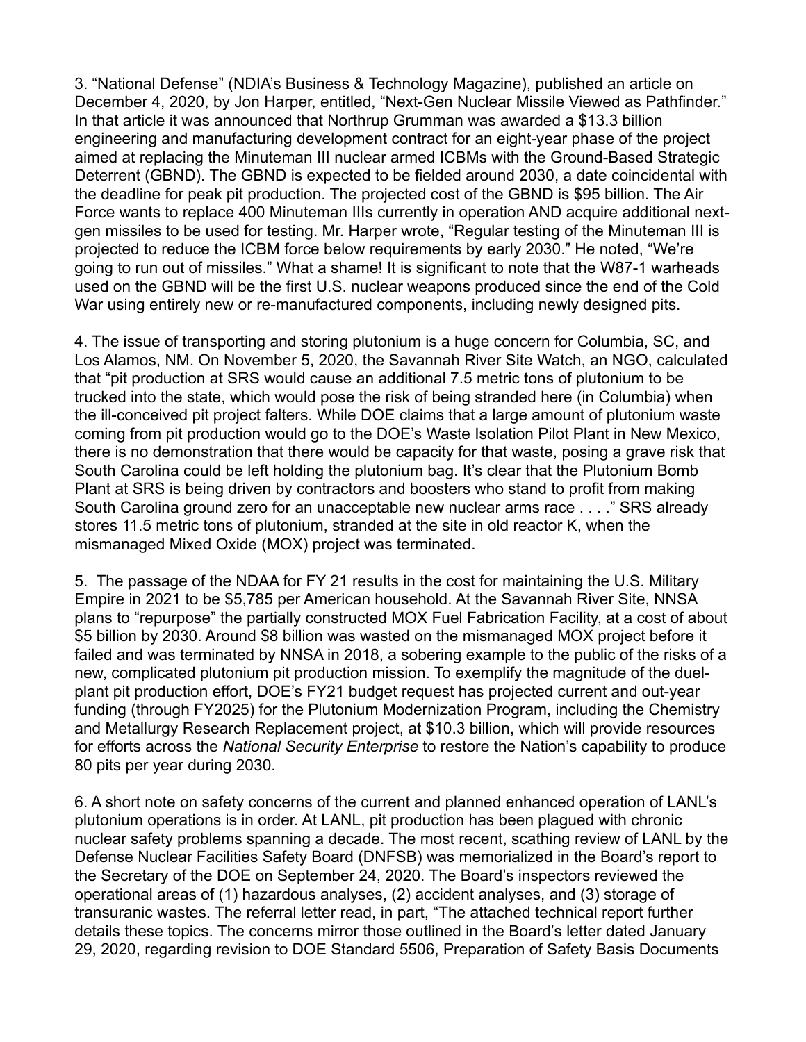3. “National Defense” (NDIA’s Business & Technology Magazine), published an article on December 4, 2020, by Jon Harper, entitled, “Next-Gen Nuclear Missile Viewed as Pathfinder.” In that article it was announced that Northrup Grumman was awarded a $13.3 billion engineering and manufacturing development contract for an eight-year phase of the project aimed at replacing the Minuteman III nuclear armed ICBMs with the Ground-Based Strategic Deterrent (GBND). The GBND is expected to be fielded around 2030, a date coincidental with the deadline for peak pit production. The projected cost of the GBND is $95 billion. The Air Force wants to replace 400 Minuteman IIIs currently in operation AND acquire additional next-gen missiles to be used for testing. Mr. Harper wrote, “Regular testing of the Minuteman III is projected to reduce the ICBM force below requirements by early 2030.” He noted, “We’re going to run out of missiles.” What a shame! It is significant to note that the W87-1 warheads used on the GBND will be the first U.S. nuclear weapons produced since the end of the Cold War using entirely new or re-manufactured components, including newly designed pits.

4. The issue of transporting and storing plutonium is a huge concern for Columbia, SC, and Los Alamos, NM. On November 5, 2020, the Savannah River Site Watch, an NGO, calculated that “pit production at SRS would cause an additional 7.5 metric tons of plutonium to be trucked into the state, which would pose the risk of being stranded here (in Columbia) when the ill-conceived pit project falters. While DOE claims that a large amount of plutonium waste coming from pit production would go to the DOE’s Waste Isolation Pilot Plant in New Mexico, there is no demonstration that there would be capacity for that waste, posing a grave risk that South Carolina could be left holding the plutonium bag. It’s clear that the Plutonium Bomb Plant at SRS is being driven by contractors and boosters who stand to profit from making South Carolina ground zero for an unacceptable new nuclear arms race . . . .” SRS already stores 11.5 metric tons of plutonium, stranded at the site in old reactor K, when the mismanaged Mixed Oxide (MOX) project was terminated.

5. The passage of the NDAA for FY 21 results in the cost for maintaining the U.S. Military Empire in 2021 to be $5,785 per American household. At the Savannah River Site, NNSA plans to “repurpose” the partially constructed MOX Fuel Fabrication Facility, at a cost of about $5 billion by 2030. Around $8 billion was wasted on the mismanaged MOX project before it failed and was terminated by NNSA in 2018, a sobering example to the public of the risks of a new, complicated plutonium pit production mission. To exemplify the magnitude of the duel-plant pit production effort, DOE’s FY21 budget request has projected current and out-year funding (through FY2025) for the Plutonium Modernization Program, including the Chemistry and Metallurgy Research Replacement project, at $10.3 billion, which will provide resources for efforts across the *National Security Enterprise* to restore the Nation’s capability to produce 80 pits per year during 2030.

6. A short note on safety concerns of the current and planned enhanced operation of LANL’s plutonium operations is in order. At LANL, pit production has been plagued with chronic nuclear safety problems spanning a decade. The most recent, scathing review of LANL by the Defense Nuclear Facilities Safety Board (DNFSB) was memorialized in the Board’s report to the Secretary of the DOE on September 24, 2020. The Board’s inspectors reviewed the operational areas of (1) hazardous analyses, (2) accident analyses, and (3) storage of transuranic wastes. The referral letter read, in part, “The attached technical report further details these topics. The concerns mirror those outlined in the Board’s letter dated January 29, 2020, regarding revision to DOE Standard 5506, Preparation of Safety Basis Documents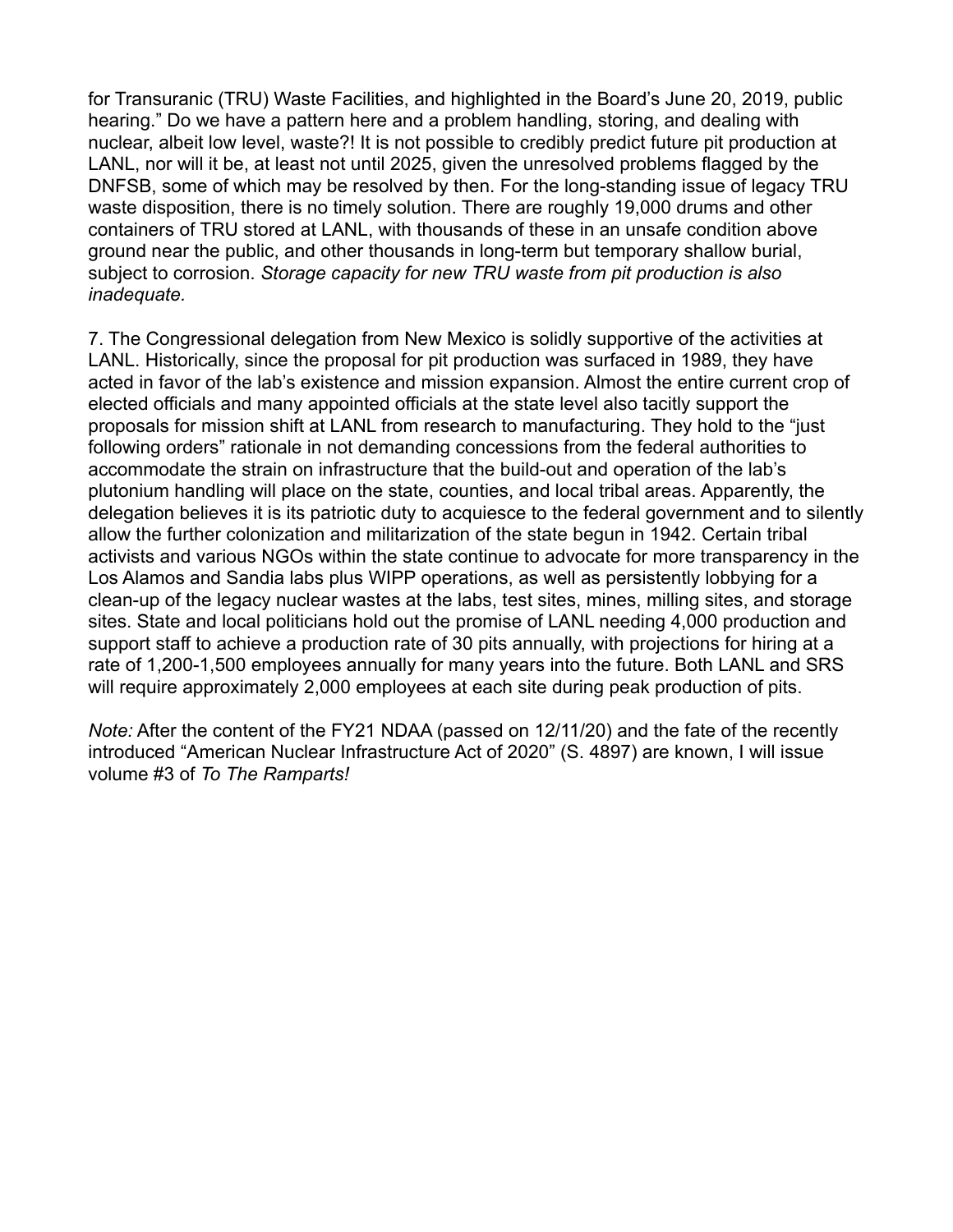for Transuranic (TRU) Waste Facilities, and highlighted in the Board's June 20, 2019, public hearing." Do we have a pattern here and a problem handling, storing, and dealing with nuclear, albeit low level, waste?! It is not possible to credibly predict future pit production at LANL, nor will it be, at least not until 2025, given the unresolved problems flagged by the DNFSB, some of which may be resolved by then. For the long-standing issue of legacy TRU waste disposition, there is no timely solution. There are roughly 19,000 drums and other containers of TRU stored at LANL, with thousands of these in an unsafe condition above ground near the public, and other thousands in long-term but temporary shallow burial, subject to corrosion. *Storage capacity for new TRU waste from pit production is also inadequate.*

7. The Congressional delegation from New Mexico is solidly supportive of the activities at LANL. Historically, since the proposal for pit production was surfaced in 1989, they have acted in favor of the lab's existence and mission expansion. Almost the entire current crop of elected officials and many appointed officials at the state level also tacitly support the proposals for mission shift at LANL from research to manufacturing. They hold to the "just following orders" rationale in not demanding concessions from the federal authorities to accommodate the strain on infrastructure that the build-out and operation of the lab's plutonium handling will place on the state, counties, and local tribal areas. Apparently, the delegation believes it is its patriotic duty to acquiesce to the federal government and to silently allow the further colonization and militarization of the state begun in 1942. Certain tribal activists and various NGOs within the state continue to advocate for more transparency in the Los Alamos and Sandia labs plus WIPP operations, as well as persistently lobbying for a clean-up of the legacy nuclear wastes at the labs, test sites, mines, milling sites, and storage sites. State and local politicians hold out the promise of LANL needing 4,000 production and support staff to achieve a production rate of 30 pits annually, with projections for hiring at a rate of 1,200-1,500 employees annually for many years into the future. Both LANL and SRS will require approximately 2,000 employees at each site during peak production of pits.

*Note:* After the content of the FY21 NDAA (passed on 12/11/20) and the fate of the recently introduced "American Nuclear Infrastructure Act of 2020" (S. 4897) are known, I will issue volume #3 of *To The Ramparts!*